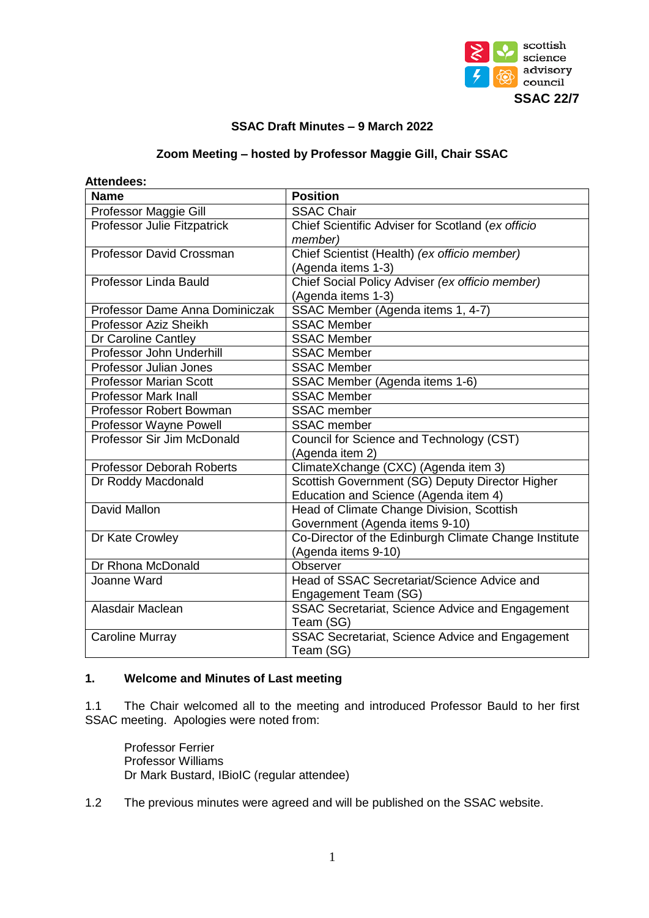scottish science advisory council

**SSAC 22/7**

**SSAC Draft Minutes – 9 March 2022**

**Zoom Meeting – hosted by Professor Maggie Gill, Chair SSAC**

**Attendees:**

| **Name** | **Position** |
|---|---|
| Professor Maggie Gill | SSAC Chair |
| Professor Julie Fitzpatrick | Chief Scientific Adviser for Scotland (*ex officio member)* |
| Professor David Crossman | Chief Scientist (Health) *(ex officio member)* (Agenda items 1-3) |
| Professor Linda Bauld | Chief Social Policy Adviser *(ex officio member)* (Agenda items 1-3) |
| Professor Dame Anna Dominiczak | SSAC Member (Agenda items 1, 4-7) |
| Professor Aziz Sheikh | SSAC Member |
| Dr Caroline Cantley | SSAC Member |
| Professor John Underhill | SSAC Member |
| Professor Julian Jones | SSAC Member |
| Professor Marian Scott | SSAC Member (Agenda items 1-6) |
| Professor Mark Inall | SSAC Member |
| Professor Robert Bowman | SSAC member |
| Professor Wayne Powell | SSAC member |
| Professor Sir Jim McDonald | Council for Science and Technology (CST) (Agenda item 2) |
| Professor Deborah Roberts | ClimateXchange (CXC) (Agenda item 3) |
| Dr Roddy Macdonald | Scottish Government (SG) Deputy Director Higher Education and Science (Agenda item 4) |
| David Mallon | Head of Climate Change Division, Scottish Government (Agenda items 9-10) |
| Dr Kate Crowley | Co-Director of the Edinburgh Climate Change Institute (Agenda items 9-10) |
| Dr Rhona McDonald | Observer |
| Joanne Ward | Head of SSAC Secretariat/Science Advice and Engagement Team (SG) |
| Alasdair Maclean | SSAC Secretariat, Science Advice and Engagement Team (SG) |
| Caroline Murray | SSAC Secretariat, Science Advice and Engagement Team (SG) |

## 1. Welcome and Minutes of Last meeting

1.1 The Chair welcomed all to the meeting and introduced Professor Bauld to her first SSAC meeting. Apologies were noted from:

Professor Ferrier
Professor Williams
Dr Mark Bustard, IBioIC (regular attendee)

1.2 The previous minutes were agreed and will be published on the SSAC website.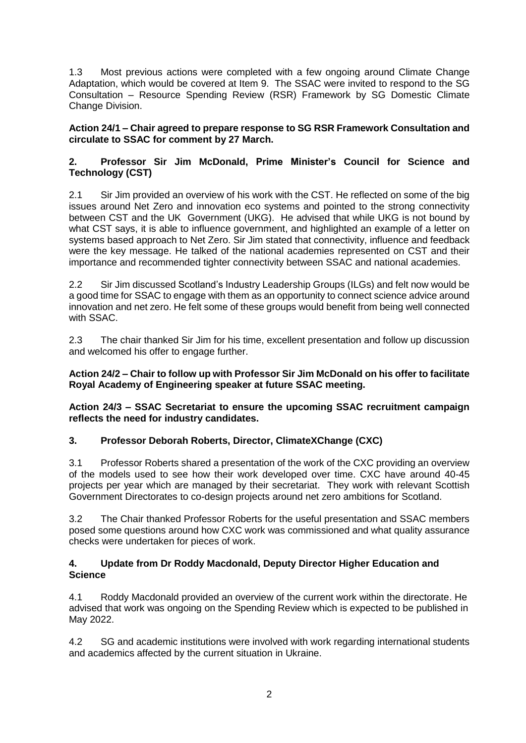1.3 Most previous actions were completed with a few ongoing around Climate Change Adaptation, which would be covered at Item 9. The SSAC were invited to respond to the SG Consultation – Resource Spending Review (RSR) Framework by SG Domestic Climate Change Division.

**Action 24/1 – Chair agreed to prepare response to SG RSR Framework Consultation and circulate to SSAC for comment by 27 March.**

## 2. Professor Sir Jim McDonald, Prime Minister's Council for Science and Technology (CST)

2.1 Sir Jim provided an overview of his work with the CST. He reflected on some of the big issues around Net Zero and innovation eco systems and pointed to the strong connectivity between CST and the UK Government (UKG). He advised that while UKG is not bound by what CST says, it is able to influence government, and highlighted an example of a letter on systems based approach to Net Zero. Sir Jim stated that connectivity, influence and feedback were the key message. He talked of the national academies represented on CST and their importance and recommended tighter connectivity between SSAC and national academies.

2.2 Sir Jim discussed Scotland's Industry Leadership Groups (ILGs) and felt now would be a good time for SSAC to engage with them as an opportunity to connect science advice around innovation and net zero. He felt some of these groups would benefit from being well connected with SSAC.

2.3 The chair thanked Sir Jim for his time, excellent presentation and follow up discussion and welcomed his offer to engage further.

**Action 24/2 – Chair to follow up with Professor Sir Jim McDonald on his offer to facilitate Royal Academy of Engineering speaker at future SSAC meeting.**

**Action 24/3 – SSAC Secretariat to ensure the upcoming SSAC recruitment campaign reflects the need for industry candidates.**

## 3. Professor Deborah Roberts, Director, ClimateXChange (CXC)

3.1 Professor Roberts shared a presentation of the work of the CXC providing an overview of the models used to see how their work developed over time. CXC have around 40-45 projects per year which are managed by their secretariat. They work with relevant Scottish Government Directorates to co-design projects around net zero ambitions for Scotland.

3.2 The Chair thanked Professor Roberts for the useful presentation and SSAC members posed some questions around how CXC work was commissioned and what quality assurance checks were undertaken for pieces of work.

## 4. Update from Dr Roddy Macdonald, Deputy Director Higher Education and Science

4.1 Roddy Macdonald provided an overview of the current work within the directorate. He advised that work was ongoing on the Spending Review which is expected to be published in May 2022.

4.2 SG and academic institutions were involved with work regarding international students and academics affected by the current situation in Ukraine.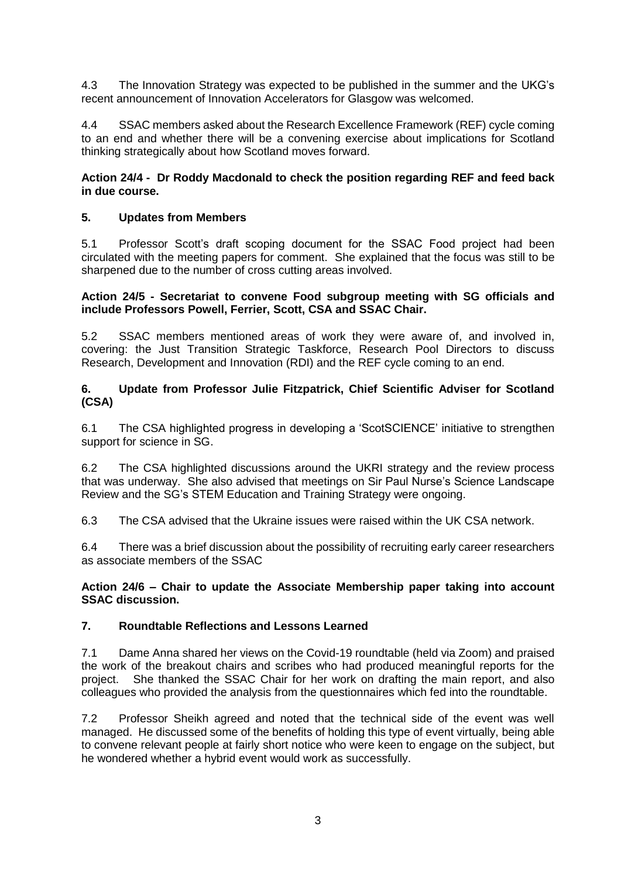4.3 The Innovation Strategy was expected to be published in the summer and the UKG's recent announcement of Innovation Accelerators for Glasgow was welcomed.

4.4 SSAC members asked about the Research Excellence Framework (REF) cycle coming to an end and whether there will be a convening exercise about implications for Scotland thinking strategically about how Scotland moves forward.

**Action 24/4 - Dr Roddy Macdonald to check the position regarding REF and feed back in due course.**

## 5. Updates from Members

5.1 Professor Scott's draft scoping document for the SSAC Food project had been circulated with the meeting papers for comment. She explained that the focus was still to be sharpened due to the number of cross cutting areas involved.

**Action 24/5 - Secretariat to convene Food subgroup meeting with SG officials and include Professors Powell, Ferrier, Scott, CSA and SSAC Chair.**

5.2 SSAC members mentioned areas of work they were aware of, and involved in, covering: the Just Transition Strategic Taskforce, Research Pool Directors to discuss Research, Development and Innovation (RDI) and the REF cycle coming to an end.

## 6. Update from Professor Julie Fitzpatrick, Chief Scientific Adviser for Scotland (CSA)

6.1 The CSA highlighted progress in developing a 'ScotSCIENCE' initiative to strengthen support for science in SG.

6.2 The CSA highlighted discussions around the UKRI strategy and the review process that was underway. She also advised that meetings on Sir Paul Nurse's Science Landscape Review and the SG's STEM Education and Training Strategy were ongoing.

6.3 The CSA advised that the Ukraine issues were raised within the UK CSA network.

6.4 There was a brief discussion about the possibility of recruiting early career researchers as associate members of the SSAC

**Action 24/6 – Chair to update the Associate Membership paper taking into account SSAC discussion.**

## 7. Roundtable Reflections and Lessons Learned

7.1 Dame Anna shared her views on the Covid-19 roundtable (held via Zoom) and praised the work of the breakout chairs and scribes who had produced meaningful reports for the project. She thanked the SSAC Chair for her work on drafting the main report, and also colleagues who provided the analysis from the questionnaires which fed into the roundtable.

7.2 Professor Sheikh agreed and noted that the technical side of the event was well managed. He discussed some of the benefits of holding this type of event virtually, being able to convene relevant people at fairly short notice who were keen to engage on the subject, but he wondered whether a hybrid event would work as successfully.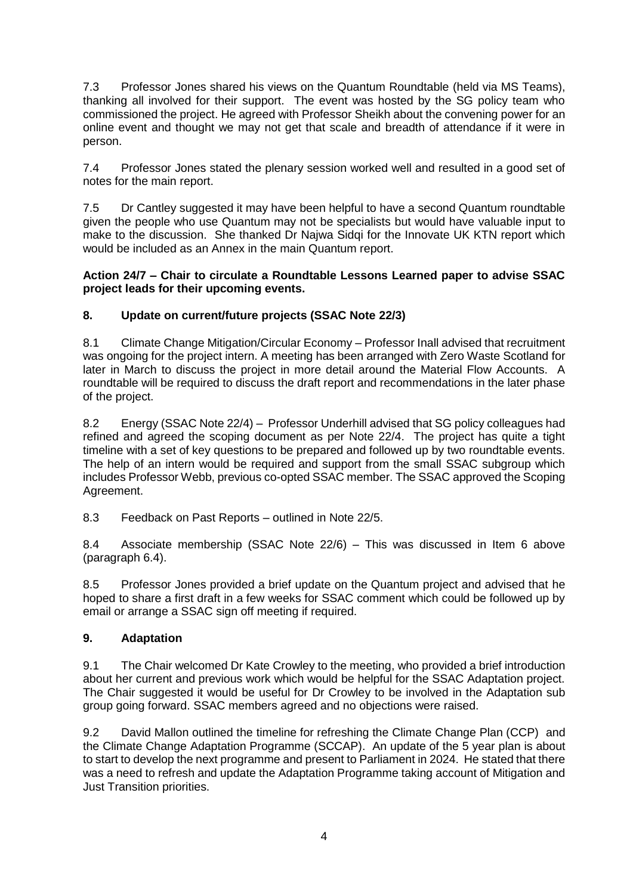7.3 Professor Jones shared his views on the Quantum Roundtable (held via MS Teams), thanking all involved for their support. The event was hosted by the SG policy team who commissioned the project. He agreed with Professor Sheikh about the convening power for an online event and thought we may not get that scale and breadth of attendance if it were in person.

7.4 Professor Jones stated the plenary session worked well and resulted in a good set of notes for the main report.

7.5 Dr Cantley suggested it may have been helpful to have a second Quantum roundtable given the people who use Quantum may not be specialists but would have valuable input to make to the discussion. She thanked Dr Najwa Sidqi for the Innovate UK KTN report which would be included as an Annex in the main Quantum report.

**Action 24/7 – Chair to circulate a Roundtable Lessons Learned paper to advise SSAC project leads for their upcoming events.**

## 8. Update on current/future projects (SSAC Note 22/3)

8.1 Climate Change Mitigation/Circular Economy – Professor Inall advised that recruitment was ongoing for the project intern. A meeting has been arranged with Zero Waste Scotland for later in March to discuss the project in more detail around the Material Flow Accounts. A roundtable will be required to discuss the draft report and recommendations in the later phase of the project.

8.2 Energy (SSAC Note 22/4) – Professor Underhill advised that SG policy colleagues had refined and agreed the scoping document as per Note 22/4. The project has quite a tight timeline with a set of key questions to be prepared and followed up by two roundtable events. The help of an intern would be required and support from the small SSAC subgroup which includes Professor Webb, previous co-opted SSAC member. The SSAC approved the Scoping Agreement.

8.3 Feedback on Past Reports – outlined in Note 22/5.

8.4 Associate membership (SSAC Note 22/6) – This was discussed in Item 6 above (paragraph 6.4).

8.5 Professor Jones provided a brief update on the Quantum project and advised that he hoped to share a first draft in a few weeks for SSAC comment which could be followed up by email or arrange a SSAC sign off meeting if required.

## 9. Adaptation

9.1 The Chair welcomed Dr Kate Crowley to the meeting, who provided a brief introduction about her current and previous work which would be helpful for the SSAC Adaptation project. The Chair suggested it would be useful for Dr Crowley to be involved in the Adaptation sub group going forward. SSAC members agreed and no objections were raised.

9.2 David Mallon outlined the timeline for refreshing the Climate Change Plan (CCP) and the Climate Change Adaptation Programme (SCCAP). An update of the 5 year plan is about to start to develop the next programme and present to Parliament in 2024. He stated that there was a need to refresh and update the Adaptation Programme taking account of Mitigation and Just Transition priorities.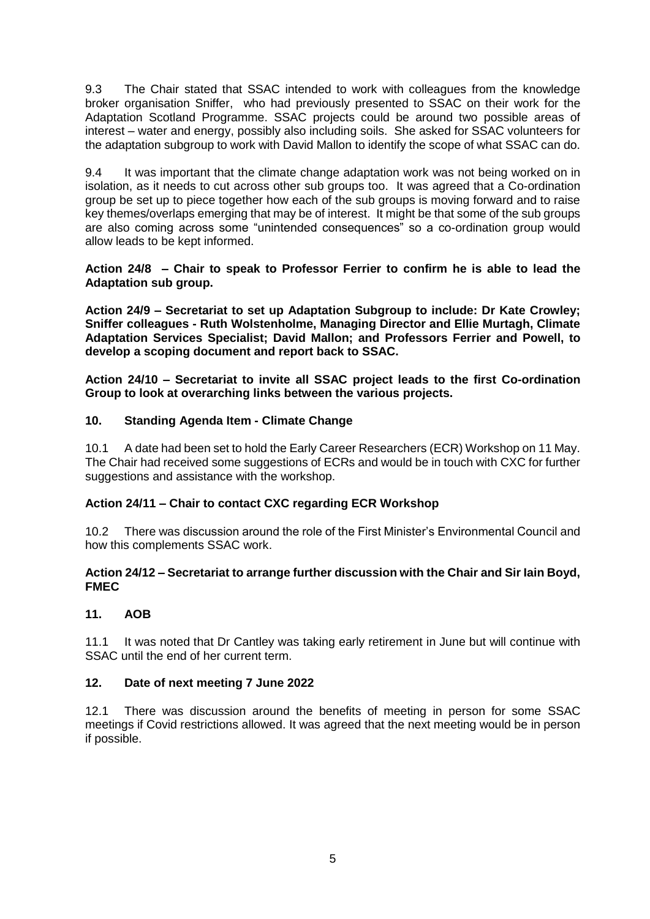9.3 The Chair stated that SSAC intended to work with colleagues from the knowledge broker organisation Sniffer, who had previously presented to SSAC on their work for the Adaptation Scotland Programme. SSAC projects could be around two possible areas of interest – water and energy, possibly also including soils. She asked for SSAC volunteers for the adaptation subgroup to work with David Mallon to identify the scope of what SSAC can do.

9.4 It was important that the climate change adaptation work was not being worked on in isolation, as it needs to cut across other sub groups too. It was agreed that a Co-ordination group be set up to piece together how each of the sub groups is moving forward and to raise key themes/overlaps emerging that may be of interest. It might be that some of the sub groups are also coming across some "unintended consequences" so a co-ordination group would allow leads to be kept informed.

**Action 24/8 – Chair to speak to Professor Ferrier to confirm he is able to lead the Adaptation sub group.**

**Action 24/9 – Secretariat to set up Adaptation Subgroup to include: Dr Kate Crowley; Sniffer colleagues - Ruth Wolstenholme, Managing Director and Ellie Murtagh, Climate Adaptation Services Specialist; David Mallon; and Professors Ferrier and Powell, to develop a scoping document and report back to SSAC.**

**Action 24/10 – Secretariat to invite all SSAC project leads to the first Co-ordination Group to look at overarching links between the various projects.**

## 10. Standing Agenda Item - Climate Change

10.1 A date had been set to hold the Early Career Researchers (ECR) Workshop on 11 May. The Chair had received some suggestions of ECRs and would be in touch with CXC for further suggestions and assistance with the workshop.

**Action 24/11 – Chair to contact CXC regarding ECR Workshop**

10.2 There was discussion around the role of the First Minister's Environmental Council and how this complements SSAC work.

**Action 24/12 – Secretariat to arrange further discussion with the Chair and Sir Iain Boyd, FMEC**

## 11. AOB

11.1 It was noted that Dr Cantley was taking early retirement in June but will continue with SSAC until the end of her current term.

## 12. Date of next meeting 7 June 2022

12.1 There was discussion around the benefits of meeting in person for some SSAC meetings if Covid restrictions allowed. It was agreed that the next meeting would be in person if possible.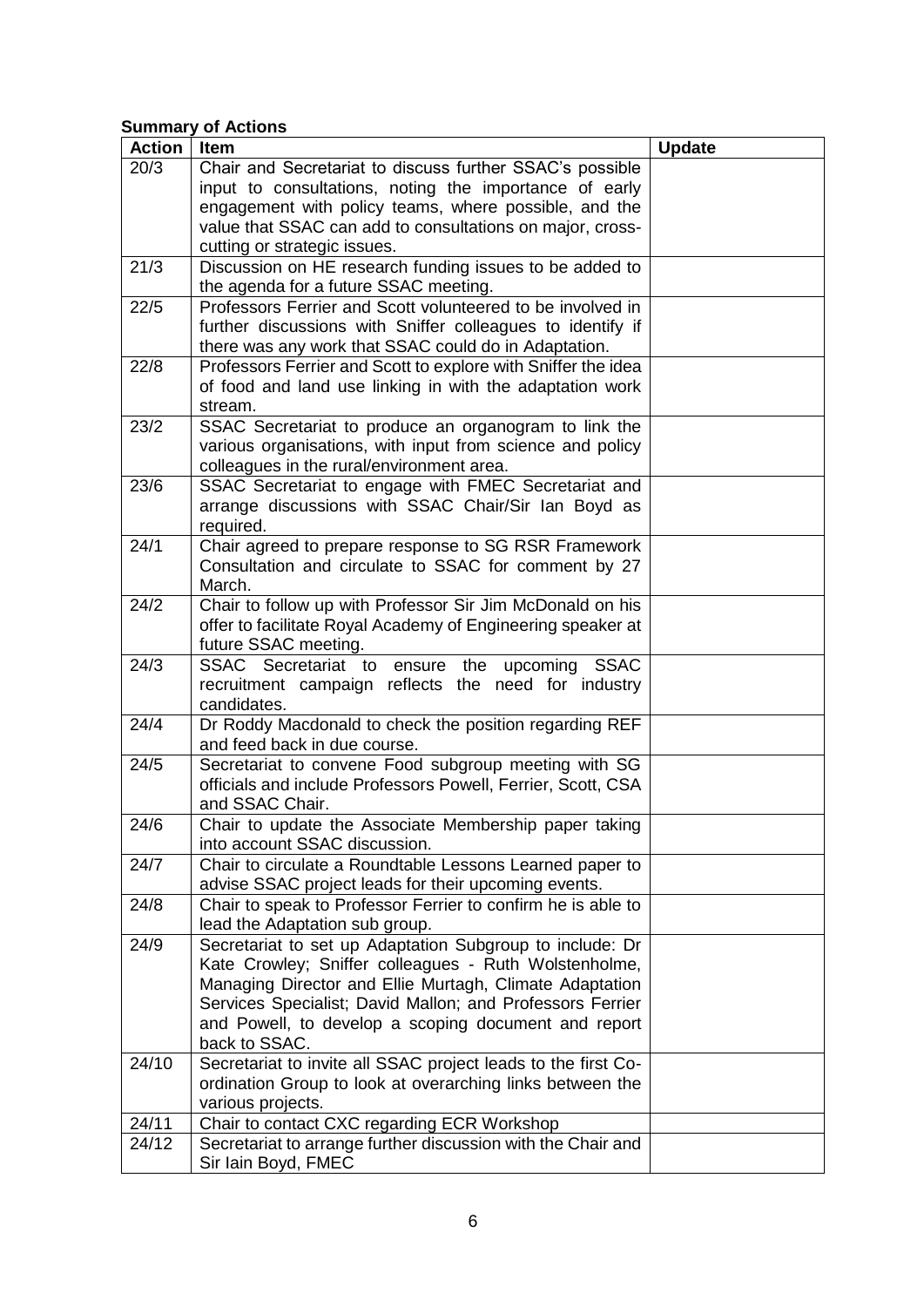**Summary of Actions**

| Action | Item | Update |
|---|---|---|
| 20/3 | Chair and Secretariat to discuss further SSAC's possible input to consultations, noting the importance of early engagement with policy teams, where possible, and the value that SSAC can add to consultations on major, cross-cutting or strategic issues. | |
| 21/3 | Discussion on HE research funding issues to be added to the agenda for a future SSAC meeting. | |
| 22/5 | Professors Ferrier and Scott volunteered to be involved in further discussions with Sniffer colleagues to identify if there was any work that SSAC could do in Adaptation. | |
| 22/8 | Professors Ferrier and Scott to explore with Sniffer the idea of food and land use linking in with the adaptation work stream. | |
| 23/2 | SSAC Secretariat to produce an organogram to link the various organisations, with input from science and policy colleagues in the rural/environment area. | |
| 23/6 | SSAC Secretariat to engage with FMEC Secretariat and arrange discussions with SSAC Chair/Sir Ian Boyd as required. | |
| 24/1 | Chair agreed to prepare response to SG RSR Framework Consultation and circulate to SSAC for comment by 27 March. | |
| 24/2 | Chair to follow up with Professor Sir Jim McDonald on his offer to facilitate Royal Academy of Engineering speaker at future SSAC meeting. | |
| 24/3 | SSAC Secretariat to ensure the upcoming SSAC recruitment campaign reflects the need for industry candidates. | |
| 24/4 | Dr Roddy Macdonald to check the position regarding REF and feed back in due course. | |
| 24/5 | Secretariat to convene Food subgroup meeting with SG officials and include Professors Powell, Ferrier, Scott, CSA and SSAC Chair. | |
| 24/6 | Chair to update the Associate Membership paper taking into account SSAC discussion. | |
| 24/7 | Chair to circulate a Roundtable Lessons Learned paper to advise SSAC project leads for their upcoming events. | |
| 24/8 | Chair to speak to Professor Ferrier to confirm he is able to lead the Adaptation sub group. | |
| 24/9 | Secretariat to set up Adaptation Subgroup to include: Dr Kate Crowley; Sniffer colleagues - Ruth Wolstenholme, Managing Director and Ellie Murtagh, Climate Adaptation Services Specialist; David Mallon; and Professors Ferrier and Powell, to develop a scoping document and report back to SSAC. | |
| 24/10 | Secretariat to invite all SSAC project leads to the first Co-ordination Group to look at overarching links between the various projects. | |
| 24/11 | Chair to contact CXC regarding ECR Workshop | |
| 24/12 | Secretariat to arrange further discussion with the Chair and Sir Iain Boyd, FMEC | |